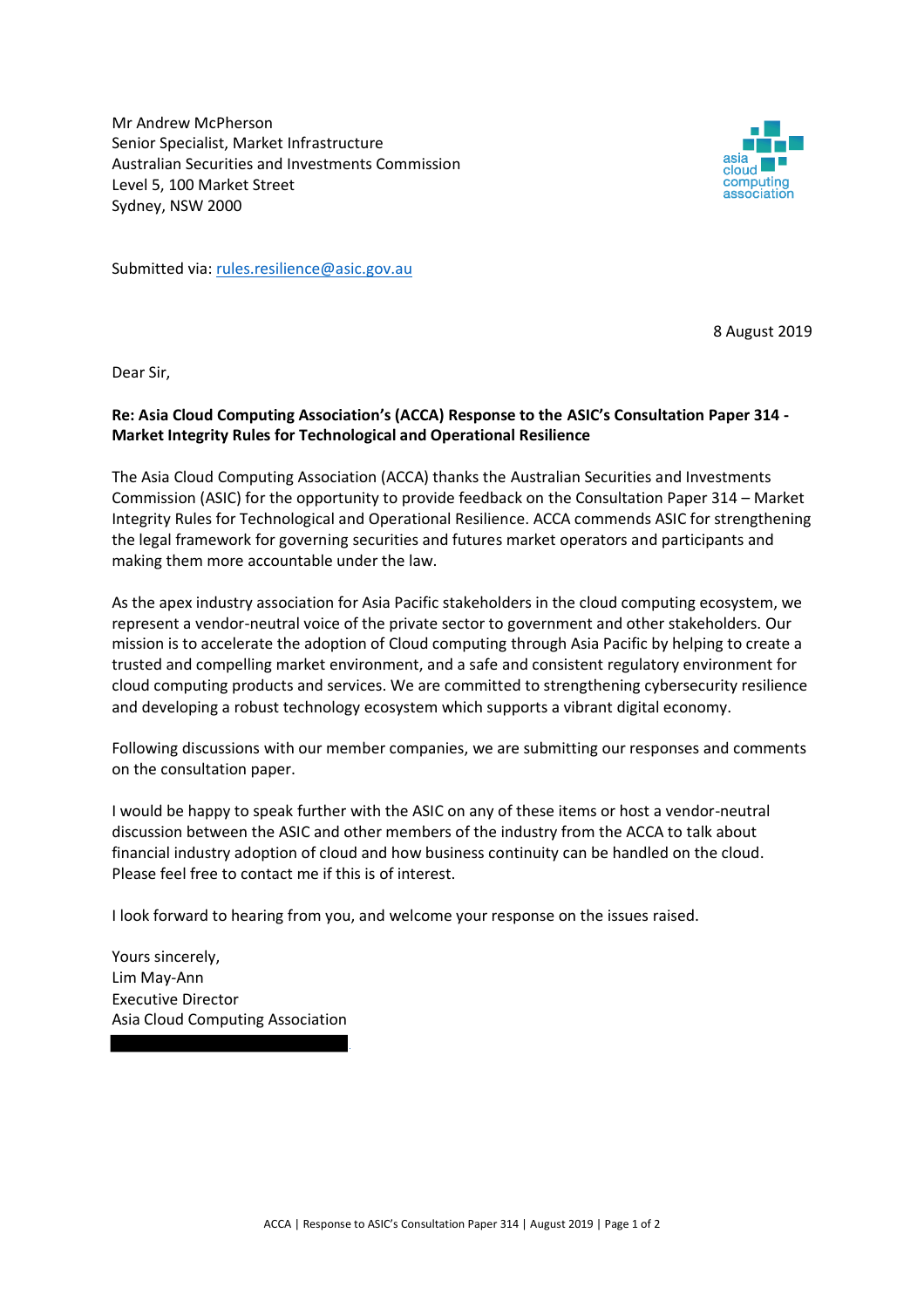Mr Andrew McPherson
Senior Specialist, Market Infrastructure
Australian Securities and Investments Commission
Level 5, 100 Market Street
Sydney, NSW 2000

asia cloud computing association

Submitted via: rules.resilience@asic.gov.au

8 August 2019

Dear Sir,

**Re: Asia Cloud Computing Association's (ACCA) Response to the ASIC's Consultation Paper 314 - Market Integrity Rules for Technological and Operational Resilience**

The Asia Cloud Computing Association (ACCA) thanks the Australian Securities and Investments Commission (ASIC) for the opportunity to provide feedback on the Consultation Paper 314 – Market Integrity Rules for Technological and Operational Resilience. ACCA commends ASIC for strengthening the legal framework for governing securities and futures market operators and participants and making them more accountable under the law.

As the apex industry association for Asia Pacific stakeholders in the cloud computing ecosystem, we represent a vendor-neutral voice of the private sector to government and other stakeholders. Our mission is to accelerate the adoption of Cloud computing through Asia Pacific by helping to create a trusted and compelling market environment, and a safe and consistent regulatory environment for cloud computing products and services. We are committed to strengthening cybersecurity resilience and developing a robust technology ecosystem which supports a vibrant digital economy.

Following discussions with our member companies, we are submitting our responses and comments on the consultation paper.

I would be happy to speak further with the ASIC on any of these items or host a vendor-neutral discussion between the ASIC and other members of the industry from the ACCA to talk about financial industry adoption of cloud and how business continuity can be handled on the cloud. Please feel free to contact me if this is of interest.

I look forward to hearing from you, and welcome your response on the issues raised.

Yours sincerely,
Lim May-Ann
Executive Director
Asia Cloud Computing Association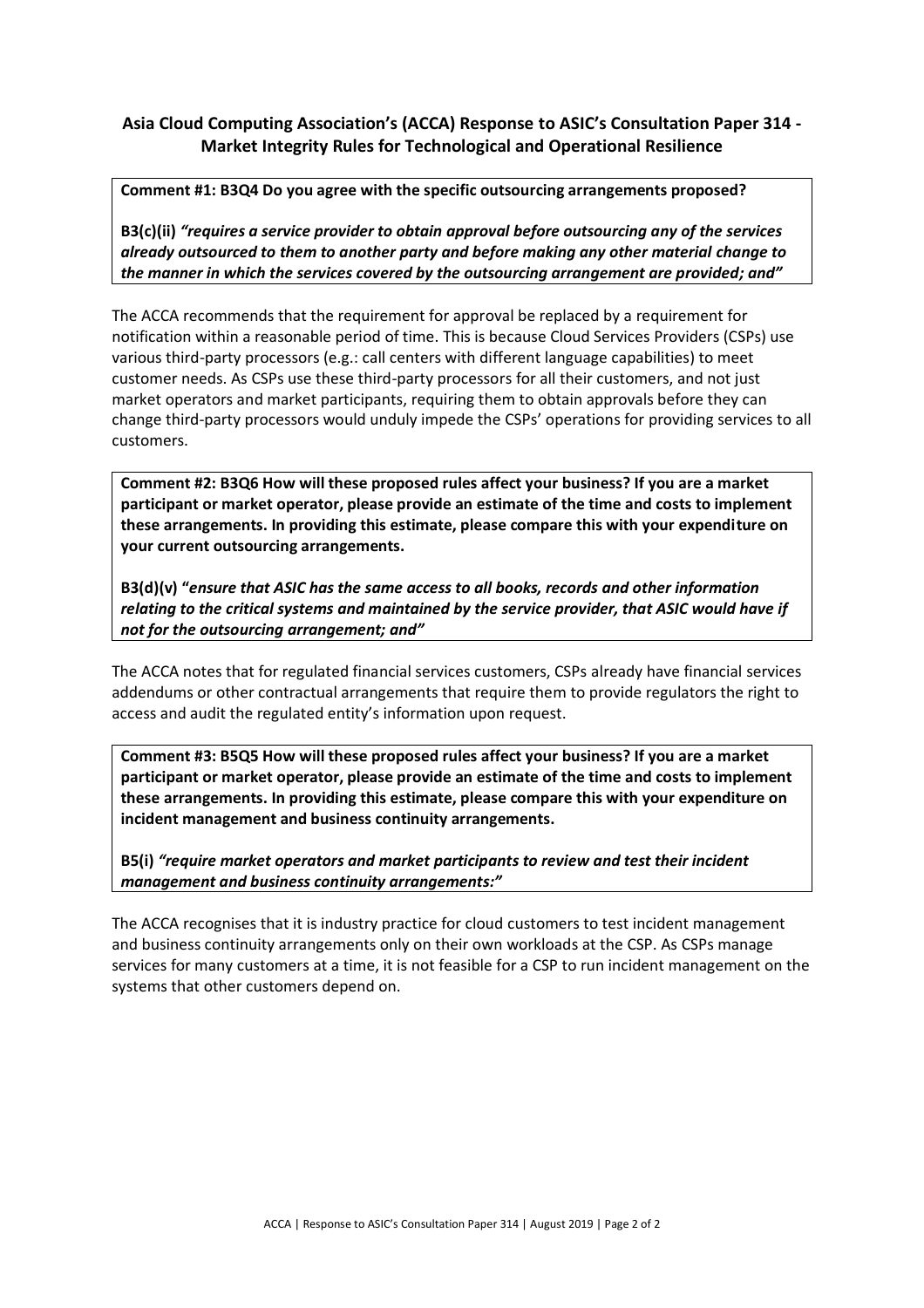## Asia Cloud Computing Association's (ACCA) Response to ASIC's Consultation Paper 314 - Market Integrity Rules for Technological and Operational Resilience

**Comment #1: B3Q4 Do you agree with the specific outsourcing arrangements proposed?**

**B3(c)(ii)** ***"requires a service provider to obtain approval before outsourcing any of the services already outsourced to them to another party and before making any other material change to the manner in which the services covered by the outsourcing arrangement are provided; and"***

The ACCA recommends that the requirement for approval be replaced by a requirement for notification within a reasonable period of time. This is because Cloud Services Providers (CSPs) use various third-party processors (e.g.: call centers with different language capabilities) to meet customer needs. As CSPs use these third-party processors for all their customers, and not just market operators and market participants, requiring them to obtain approvals before they can change third-party processors would unduly impede the CSPs' operations for providing services to all customers.

**Comment #2: B3Q6 How will these proposed rules affect your business? If you are a market participant or market operator, please provide an estimate of the time and costs to implement these arrangements. In providing this estimate, please compare this with your expenditure on your current outsourcing arrangements.**

**B3(d)(v) "*ensure that ASIC has the same access to all books, records and other information relating to the critical systems and maintained by the service provider, that ASIC would have if not for the outsourcing arrangement; and"***

The ACCA notes that for regulated financial services customers, CSPs already have financial services addendums or other contractual arrangements that require them to provide regulators the right to access and audit the regulated entity's information upon request.

**Comment #3: B5Q5 How will these proposed rules affect your business? If you are a market participant or market operator, please provide an estimate of the time and costs to implement these arrangements. In providing this estimate, please compare this with your expenditure on incident management and business continuity arrangements.**

**B5(i)** ***"require market operators and market participants to review and test their incident management and business continuity arrangements:"***

The ACCA recognises that it is industry practice for cloud customers to test incident management and business continuity arrangements only on their own workloads at the CSP. As CSPs manage services for many customers at a time, it is not feasible for a CSP to run incident management on the systems that other customers depend on.